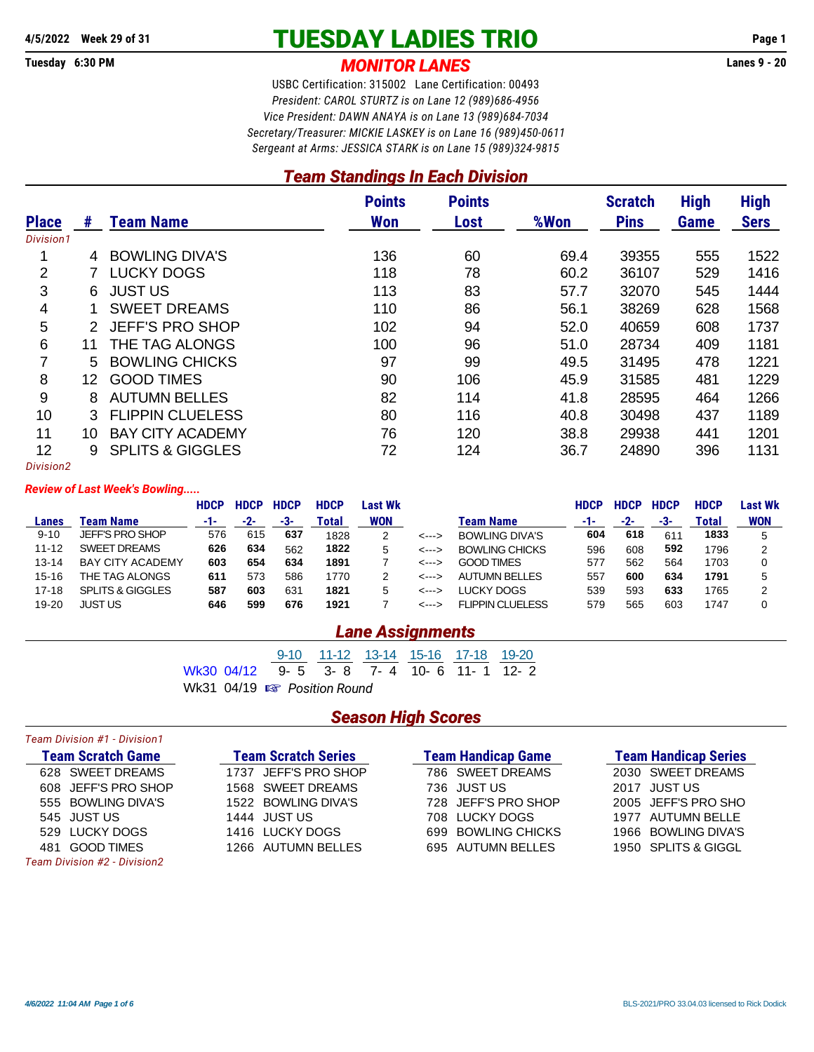4/5/2022 Week 29 of 31

Tuesday 6:30 PM

# TUESDAY LADIES TRIO

## *MONITOR LANES*

Lanes 9 - 20

USBC Certification: 315002 Lane Certification: 00493

*President: CAROL STURTZ is on Lane 12 (989)686-4956*

*Vice President: DAWN ANAYA is on Lane 13 (989)684-7034*

*Secretary/Treasurer: MICKIE LASKEY is on Lane 16 (989)450-0611*

*Sergeant at Arms: JESSICA STARK is on Lane 15 (989)324-9815*

## *Team Standings In Each Division*

| Place | # | Team Name | Points Won | Points Lost | %Won | Scratch Pins | High Game | High Sers |
|---|---|---|---|---|---|---|---|---|
| *Division1* | | | | | | | | |
| 1 | 4 | BOWLING DIVA'S | 136 | 60 | 69.4 | 39355 | 555 | 1522 |
| 2 | 7 | LUCKY DOGS | 118 | 78 | 60.2 | 36107 | 529 | 1416 |
| 3 | 6 | JUST US | 113 | 83 | 57.7 | 32070 | 545 | 1444 |
| 4 | 1 | SWEET DREAMS | 110 | 86 | 56.1 | 38269 | 628 | 1568 |
| 5 | 2 | JEFF'S PRO SHOP | 102 | 94 | 52.0 | 40659 | 608 | 1737 |
| 6 | 11 | THE TAG ALONGS | 100 | 96 | 51.0 | 28734 | 409 | 1181 |
| 7 | 5 | BOWLING CHICKS | 97 | 99 | 49.5 | 31495 | 478 | 1221 |
| 8 | 12 | GOOD TIMES | 90 | 106 | 45.9 | 31585 | 481 | 1229 |
| 9 | 8 | AUTUMN BELLES | 82 | 114 | 41.8 | 28595 | 464 | 1266 |
| 10 | 3 | FLIPPIN CLUELESS | 80 | 116 | 40.8 | 30498 | 437 | 1189 |
| 11 | 10 | BAY CITY ACADEMY | 76 | 120 | 38.8 | 29938 | 441 | 1201 |
| 12 | 9 | SPLITS & GIGGLES | 72 | 124 | 36.7 | 24890 | 396 | 1131 |
| *Division2* | | | | | | | | |

### *Review of Last Week's Bowling.....*

| Lanes | Team Name | HDCP -1- | HDCP -2- | HDCP -3- | HDCP Total | Last Wk WON | | Team Name | HDCP -1- | HDCP -2- | HDCP -3- | HDCP Total | Last Wk WON |
|---|---|---|---|---|---|---|---|---|---|---|---|---|---|
| 9-10 | JEFF'S PRO SHOP | 576 | 615 | **637** | 1828 | 2 | <---> | BOWLING DIVA'S | **604** | **618** | 611 | **1833** | 5 |
| 11-12 | SWEET DREAMS | **626** | **634** | 562 | **1822** | 5 | <---> | BOWLING CHICKS | 596 | 608 | **592** | 1796 | 2 |
| 13-14 | BAY CITY ACADEMY | **603** | **654** | **634** | **1891** | 7 | <---> | GOOD TIMES | 577 | 562 | 564 | 1703 | 0 |
| 15-16 | THE TAG ALONGS | **611** | 573 | 586 | 1770 | 2 | <---> | AUTUMN BELLES | 557 | **600** | **634** | **1791** | 5 |
| 17-18 | SPLITS & GIGGLES | **587** | **603** | 631 | **1821** | 5 | <---> | LUCKY DOGS | 539 | 593 | **633** | 1765 | 2 |
| 19-20 | JUST US | **646** | **599** | **676** | **1921** | 7 | <---> | FLIPPIN CLUELESS | 579 | 565 | 603 | 1747 | 0 |

## *Lane Assignments*

| | 9-10 | 11-12 | 13-14 | 15-16 | 17-18 | 19-20 |
|---|---|---|---|---|---|---|
| Wk30 04/12 | 9- 5 | 3- 8 | 7- 4 | 10- 6 | 11- 1 | 12- 2 |
| Wk31 04/19 ☞ *Position Round* | | | | | | |

## *Season High Scores*

*Team Division #1 - Division1*

| Team Scratch Game | Team Scratch Series | Team Handicap Game | Team Handicap Series |
|---|---|---|---|
| 628 SWEET DREAMS | 1737 JEFF'S PRO SHOP | 786 SWEET DREAMS | 2030 SWEET DREAMS |
| 608 JEFF'S PRO SHOP | 1568 SWEET DREAMS | 736 JUST US | 2017 JUST US |
| 555 BOWLING DIVA'S | 1522 BOWLING DIVA'S | 728 JEFF'S PRO SHOP | 2005 JEFF'S PRO SHO |
| 545 JUST US | 1444 JUST US | 708 LUCKY DOGS | 1977 AUTUMN BELLE |
| 529 LUCKY DOGS | 1416 LUCKY DOGS | 699 BOWLING CHICKS | 1966 BOWLING DIVA'S |
| 481 GOOD TIMES | 1266 AUTUMN BELLES | 695 AUTUMN BELLES | 1950 SPLITS & GIGGL |

*Team Division #2 - Division2*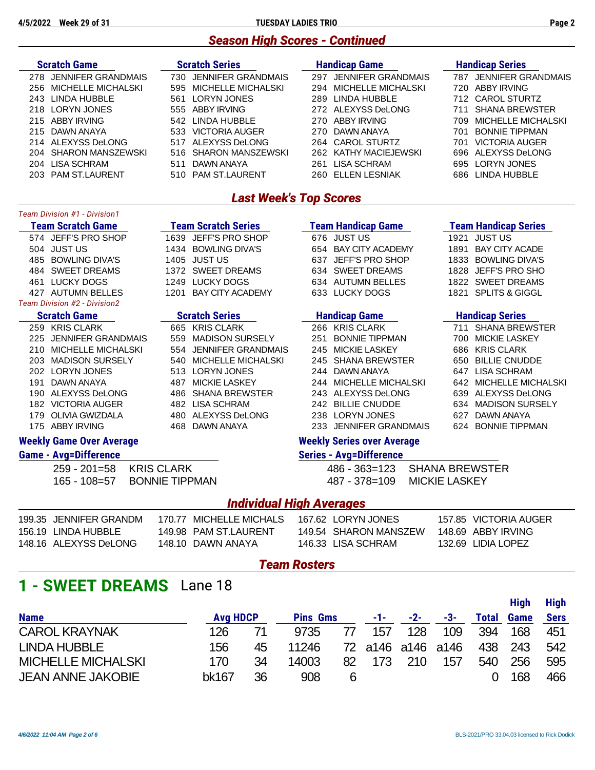## *Season High Scores - Continued*

| Scratch Game | Scratch Series | Handicap Game | Handicap Series |
|---|---|---|---|
| 278 JENNIFER GRANDMAIS | 730 JENNIFER GRANDMAIS | 297 JENNIFER GRANDMAIS | 787 JENNIFER GRANDMAIS |
| 256 MICHELLE MICHALSKI | 595 MICHELLE MICHALSKI | 294 MICHELLE MICHALSKI | 720 ABBY IRVING |
| 243 LINDA HUBBLE | 561 LORYN JONES | 289 LINDA HUBBLE | 712 CAROL STURTZ |
| 218 LORYN JONES | 555 ABBY IRVING | 272 ALEXYSS DeLONG | 711 SHANA BREWSTER |
| 215 ABBY IRVING | 542 LINDA HUBBLE | 270 ABBY IRVING | 709 MICHELLE MICHALSKI |
| 215 DAWN ANAYA | 533 VICTORIA AUGER | 270 DAWN ANAYA | 701 BONNIE TIPPMAN |
| 214 ALEXYSS DeLONG | 517 ALEXYSS DeLONG | 264 CAROL STURTZ | 701 VICTORIA AUGER |
| 204 SHARON MANSZEWSKI | 516 SHARON MANSZEWSKI | 262 KATHY MACIEJEWSKI | 696 ALEXYSS DeLONG |
| 204 LISA SCHRAM | 511 DAWN ANAYA | 261 LISA SCHRAM | 695 LORYN JONES |
| 203 PAM ST.LAURENT | 510 PAM ST.LAURENT | 260 ELLEN LESNIAK | 686 LINDA HUBBLE |

## *Last Week's Top Scores*

*Team Division #1 - Division1*

| Team Scratch Game | Team Scratch Series | Team Handicap Game | Team Handicap Series |
|---|---|---|---|
| 574 JEFF'S PRO SHOP | 1639 JEFF'S PRO SHOP | 676 JUST US | 1921 JUST US |
| 504 JUST US | 1434 BOWLING DIVA'S | 654 BAY CITY ACADEMY | 1891 BAY CITY ACADE |
| 485 BOWLING DIVA'S | 1405 JUST US | 637 JEFF'S PRO SHOP | 1833 BOWLING DIVA'S |
| 484 SWEET DREAMS | 1372 SWEET DREAMS | 634 SWEET DREAMS | 1828 JEFF'S PRO SHO |
| 461 LUCKY DOGS | 1249 LUCKY DOGS | 634 AUTUMN BELLES | 1822 SWEET DREAMS |
| 427 AUTUMN BELLES | 1201 BAY CITY ACADEMY | 633 LUCKY DOGS | 1821 SPLITS & GIGGL |

*Team Division #2 - Division2*

| Scratch Game | Scratch Series | Handicap Game | Handicap Series |
|---|---|---|---|
| 259 KRIS CLARK | 665 KRIS CLARK | 266 KRIS CLARK | 711 SHANA BREWSTER |
| 225 JENNIFER GRANDMAIS | 559 MADISON SURSELY | 251 BONNIE TIPPMAN | 700 MICKIE LASKEY |
| 210 MICHELLE MICHALSKI | 554 JENNIFER GRANDMAIS | 245 MICKIE LASKEY | 686 KRIS CLARK |
| 203 MADISON SURSELY | 540 MICHELLE MICHALSKI | 245 SHANA BREWSTER | 650 BILLIE CNUDDE |
| 202 LORYN JONES | 513 LORYN JONES | 244 DAWN ANAYA | 647 LISA SCHRAM |
| 191 DAWN ANAYA | 487 MICKIE LASKEY | 244 MICHELLE MICHALSKI | 642 MICHELLE MICHALSKI |
| 190 ALEXYSS DeLONG | 486 SHANA BREWSTER | 243 ALEXYSS DeLONG | 639 ALEXYSS DeLONG |
| 182 VICTORIA AUGER | 482 LISA SCHRAM | 242 BILLIE CNUDDE | 634 MADISON SURSELY |
| 179 OLIVIA GWIZDALA | 480 ALEXYSS DeLONG | 238 LORYN JONES | 627 DAWN ANAYA |
| 175 ABBY IRVING | 468 DAWN ANAYA | 233 JENNIFER GRANDMAIS | 624 BONNIE TIPPMAN |

**Weekly Game Over Average**

| Game - Avg=Difference | |
|---|---|
| 259 - 201=58 | KRIS CLARK |
| 165 - 108=57 | BONNIE TIPPMAN |

**Weekly Series over Average**

| Series - Avg=Difference | |
|---|---|
| 486 - 363=123 | SHANA BREWSTER |
| 487 - 378=109 | MICKIE LASKEY |

## *Individual High Averages*

| | | | |
|---|---|---|---|
| 199.35 JENNIFER GRANDM | 170.77 MICHELLE MICHALS | 167.62 LORYN JONES | 157.85 VICTORIA AUGER |
| 156.19 LINDA HUBBLE | 149.98 PAM ST.LAURENT | 149.54 SHARON MANSZEW | 148.69 ABBY IRVING |
| 148.16 ALEXYSS DeLONG | 148.10 DAWN ANAYA | 146.33 LISA SCHRAM | 132.69 LIDIA LOPEZ |

## *Team Rosters*

# 1 - SWEET DREAMS Lane 18

| Name | Avg | HDCP | Pins | Gms | -1- | -2- | -3- | Total | High Game | High Sers |
|---|---|---|---|---|---|---|---|---|---|---|
| CAROL KRAYNAK | 126 | 71 | 9735 | 77 | 157 | 128 | 109 | 394 | 168 | 451 |
| LINDA HUBBLE | 156 | 45 | 11246 | 72 | a146 | a146 | a146 | 438 | 243 | 542 |
| MICHELLE MICHALSKI | 170 | 34 | 14003 | 82 | 173 | 210 | 157 | 540 | 256 | 595 |
| JEAN ANNE JAKOBIE | bk167 | 36 | 908 | 6 | | | | 0 | 168 | 466 |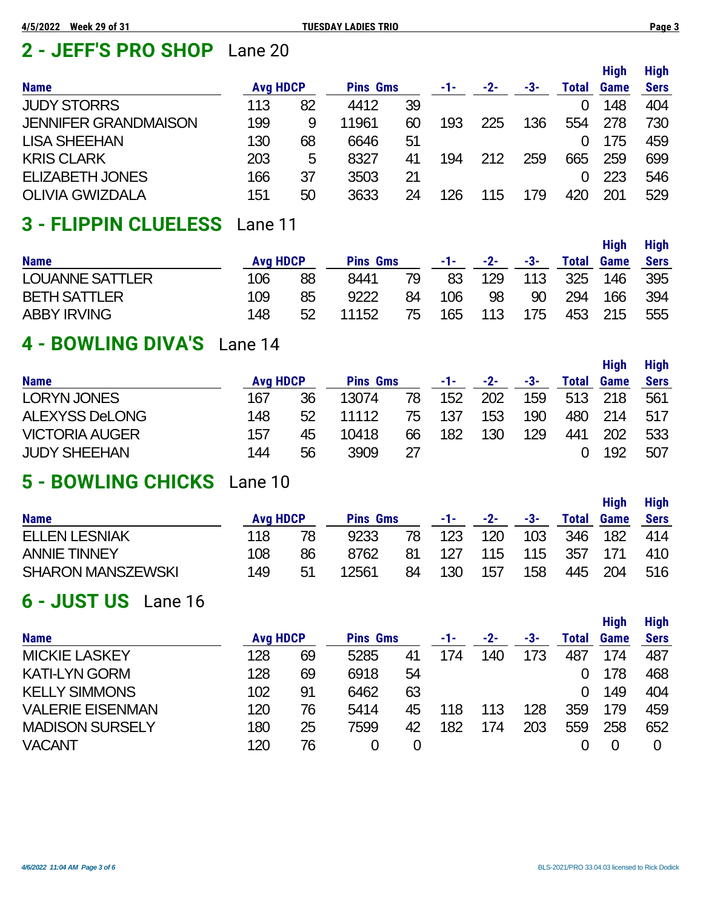## 2 - JEFF'S PRO SHOP Lane 20

| Name | Avg | HDCP | Pins | Gms | -1- | -2- | -3- | Total | High Game | High Sers |
|---|---|---|---|---|---|---|---|---|---|---|
| JUDY STORRS | 113 | 82 | 4412 | 39 | | | | 0 | 148 | 404 |
| JENNIFER GRANDMAISON | 199 | 9 | 11961 | 60 | 193 | 225 | 136 | 554 | 278 | 730 |
| LISA SHEEHAN | 130 | 68 | 6646 | 51 | | | | 0 | 175 | 459 |
| KRIS CLARK | 203 | 5 | 8327 | 41 | 194 | 212 | 259 | 665 | 259 | 699 |
| ELIZABETH JONES | 166 | 37 | 3503 | 21 | | | | 0 | 223 | 546 |
| OLIVIA GWIZDALA | 151 | 50 | 3633 | 24 | 126 | 115 | 179 | 420 | 201 | 529 |

## 3 - FLIPPIN CLUELESS Lane 11

| Name | Avg | HDCP | Pins | Gms | -1- | -2- | -3- | Total | High Game | High Sers |
|---|---|---|---|---|---|---|---|---|---|---|
| LOUANNE SATTLER | 106 | 88 | 8441 | 79 | 83 | 129 | 113 | 325 | 146 | 395 |
| BETH SATTLER | 109 | 85 | 9222 | 84 | 106 | 98 | 90 | 294 | 166 | 394 |
| ABBY IRVING | 148 | 52 | 11152 | 75 | 165 | 113 | 175 | 453 | 215 | 555 |

## 4 - BOWLING DIVA'S Lane 14

| Name | Avg | HDCP | Pins | Gms | -1- | -2- | -3- | Total | High Game | High Sers |
|---|---|---|---|---|---|---|---|---|---|---|
| LORYN JONES | 167 | 36 | 13074 | 78 | 152 | 202 | 159 | 513 | 218 | 561 |
| ALEXYSS DeLONG | 148 | 52 | 11112 | 75 | 137 | 153 | 190 | 480 | 214 | 517 |
| VICTORIA AUGER | 157 | 45 | 10418 | 66 | 182 | 130 | 129 | 441 | 202 | 533 |
| JUDY SHEEHAN | 144 | 56 | 3909 | 27 | | | | 0 | 192 | 507 |

## 5 - BOWLING CHICKS Lane 10

| Name | Avg | HDCP | Pins | Gms | -1- | -2- | -3- | Total | High Game | High Sers |
|---|---|---|---|---|---|---|---|---|---|---|
| ELLEN LESNIAK | 118 | 78 | 9233 | 78 | 123 | 120 | 103 | 346 | 182 | 414 |
| ANNIE TINNEY | 108 | 86 | 8762 | 81 | 127 | 115 | 115 | 357 | 171 | 410 |
| SHARON MANSZEWSKI | 149 | 51 | 12561 | 84 | 130 | 157 | 158 | 445 | 204 | 516 |

## 6 - JUST US Lane 16

| Name | Avg | HDCP | Pins | Gms | -1- | -2- | -3- | Total | High Game | High Sers |
|---|---|---|---|---|---|---|---|---|---|---|
| MICKIE LASKEY | 128 | 69 | 5285 | 41 | 174 | 140 | 173 | 487 | 174 | 487 |
| KATI-LYN GORM | 128 | 69 | 6918 | 54 | | | | 0 | 178 | 468 |
| KELLY SIMMONS | 102 | 91 | 6462 | 63 | | | | 0 | 149 | 404 |
| VALERIE EISENMAN | 120 | 76 | 5414 | 45 | 118 | 113 | 128 | 359 | 179 | 459 |
| MADISON SURSELY | 180 | 25 | 7599 | 42 | 182 | 174 | 203 | 559 | 258 | 652 |
| VACANT | 120 | 76 | 0 | 0 | | | | 0 | 0 | 0 |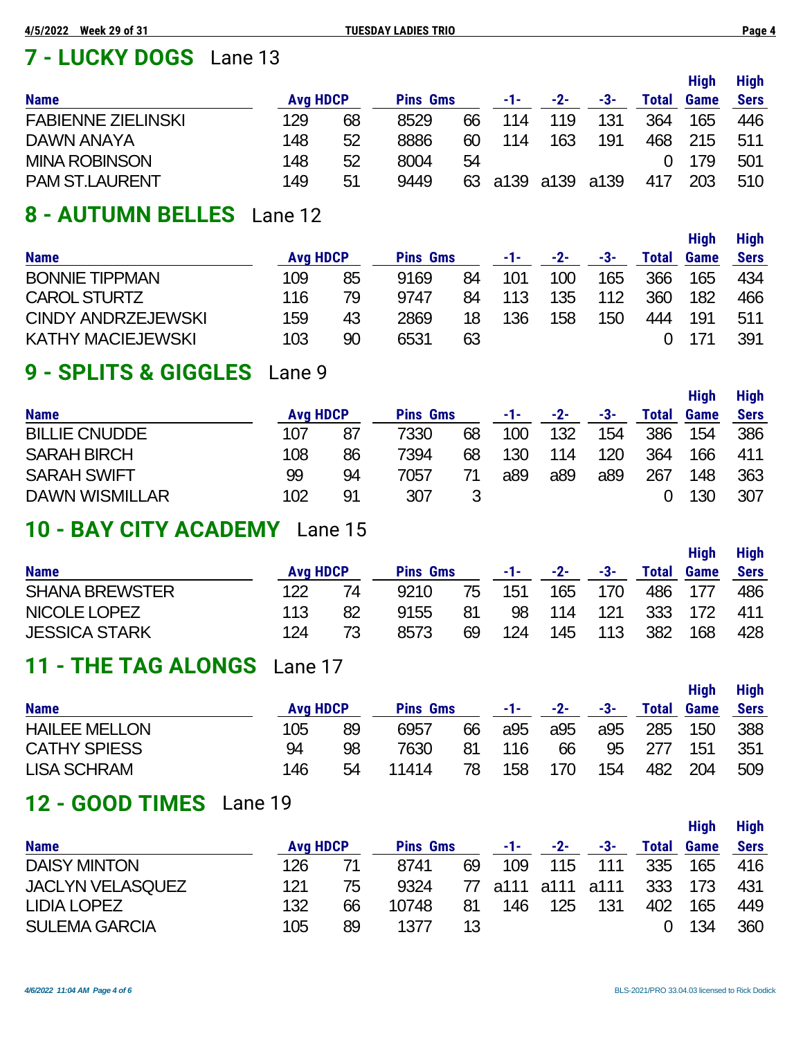## 7 - LUCKY DOGS Lane 13

| Name | Avg | HDCP | Pins | Gms | -1- | -2- | -3- | Total | High Game | High Sers |
|---|---|---|---|---|---|---|---|---|---|---|
| FABIENNE ZIELINSKI | 129 | 68 | 8529 | 66 | 114 | 119 | 131 | 364 | 165 | 446 |
| DAWN ANAYA | 148 | 52 | 8886 | 60 | 114 | 163 | 191 | 468 | 215 | 511 |
| MINA ROBINSON | 148 | 52 | 8004 | 54 | | | | 0 | 179 | 501 |
| PAM ST.LAURENT | 149 | 51 | 9449 | 63 | a139 | a139 | a139 | 417 | 203 | 510 |

## 8 - AUTUMN BELLES Lane 12

| Name | Avg | HDCP | Pins | Gms | -1- | -2- | -3- | Total | High Game | High Sers |
|---|---|---|---|---|---|---|---|---|---|---|
| BONNIE TIPPMAN | 109 | 85 | 9169 | 84 | 101 | 100 | 165 | 366 | 165 | 434 |
| CAROL STURTZ | 116 | 79 | 9747 | 84 | 113 | 135 | 112 | 360 | 182 | 466 |
| CINDY ANDRZEJEWSKI | 159 | 43 | 2869 | 18 | 136 | 158 | 150 | 444 | 191 | 511 |
| KATHY MACIEJEWSKI | 103 | 90 | 6531 | 63 | | | | 0 | 171 | 391 |

## 9 - SPLITS & GIGGLES Lane 9

| Name | Avg | HDCP | Pins | Gms | -1- | -2- | -3- | Total | High Game | High Sers |
|---|---|---|---|---|---|---|---|---|---|---|
| BILLIE CNUDDE | 107 | 87 | 7330 | 68 | 100 | 132 | 154 | 386 | 154 | 386 |
| SARAH BIRCH | 108 | 86 | 7394 | 68 | 130 | 114 | 120 | 364 | 166 | 411 |
| SARAH SWIFT | 99 | 94 | 7057 | 71 | a89 | a89 | a89 | 267 | 148 | 363 |
| DAWN WISMILLAR | 102 | 91 | 307 | 3 | | | | 0 | 130 | 307 |

## 10 - BAY CITY ACADEMY Lane 15

| Name | Avg | HDCP | Pins | Gms | -1- | -2- | -3- | Total | High Game | High Sers |
|---|---|---|---|---|---|---|---|---|---|---|
| SHANA BREWSTER | 122 | 74 | 9210 | 75 | 151 | 165 | 170 | 486 | 177 | 486 |
| NICOLE LOPEZ | 113 | 82 | 9155 | 81 | 98 | 114 | 121 | 333 | 172 | 411 |
| JESSICA STARK | 124 | 73 | 8573 | 69 | 124 | 145 | 113 | 382 | 168 | 428 |

## 11 - THE TAG ALONGS Lane 17

| Name | Avg | HDCP | Pins | Gms | -1- | -2- | -3- | Total | High Game | High Sers |
|---|---|---|---|---|---|---|---|---|---|---|
| HAILEE MELLON | 105 | 89 | 6957 | 66 | a95 | a95 | a95 | 285 | 150 | 388 |
| CATHY SPIESS | 94 | 98 | 7630 | 81 | 116 | 66 | 95 | 277 | 151 | 351 |
| LISA SCHRAM | 146 | 54 | 11414 | 78 | 158 | 170 | 154 | 482 | 204 | 509 |

## 12 - GOOD TIMES Lane 19

| Name | Avg | HDCP | Pins | Gms | -1- | -2- | -3- | Total | High Game | High Sers |
|---|---|---|---|---|---|---|---|---|---|---|
| DAISY MINTON | 126 | 71 | 8741 | 69 | 109 | 115 | 111 | 335 | 165 | 416 |
| JACLYN VELASQUEZ | 121 | 75 | 9324 | 77 | a111 | a111 | a111 | 333 | 173 | 431 |
| LIDIA LOPEZ | 132 | 66 | 10748 | 81 | 146 | 125 | 131 | 402 | 165 | 449 |
| SULEMA GARCIA | 105 | 89 | 1377 | 13 | | | | 0 | 134 | 360 |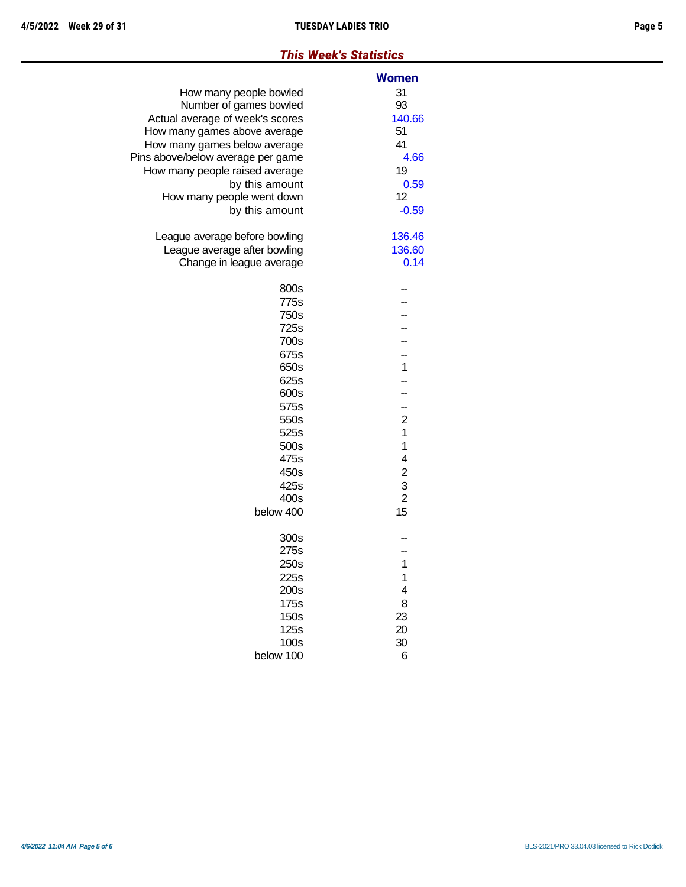## *This Week's Statistics*

| | Women |
|---|---|
| How many people bowled | 31 |
| Number of games bowled | 93 |
| Actual average of week's scores | 140.66 |
| How many games above average | 51 |
| How many games below average | 41 |
| Pins above/below average per game | 4.66 |
| How many people raised average | 19 |
| by this amount | 0.59 |
| How many people went down | 12 |
| by this amount | -0.59 |
| | |
| League average before bowling | 136.46 |
| League average after bowling | 136.60 |
| Change in league average | 0.14 |
| | |
| 800s | -- |
| 775s | -- |
| 750s | -- |
| 725s | -- |
| 700s | -- |
| 675s | -- |
| 650s | 1 |
| 625s | -- |
| 600s | -- |
| 575s | -- |
| 550s | 2 |
| 525s | 1 |
| 500s | 1 |
| 475s | 4 |
| 450s | 2 |
| 425s | 3 |
| 400s | 2 |
| below 400 | 15 |
| | |
| 300s | -- |
| 275s | -- |
| 250s | 1 |
| 225s | 1 |
| 200s | 4 |
| 175s | 8 |
| 150s | 23 |
| 125s | 20 |
| 100s | 30 |
| below 100 | 6 |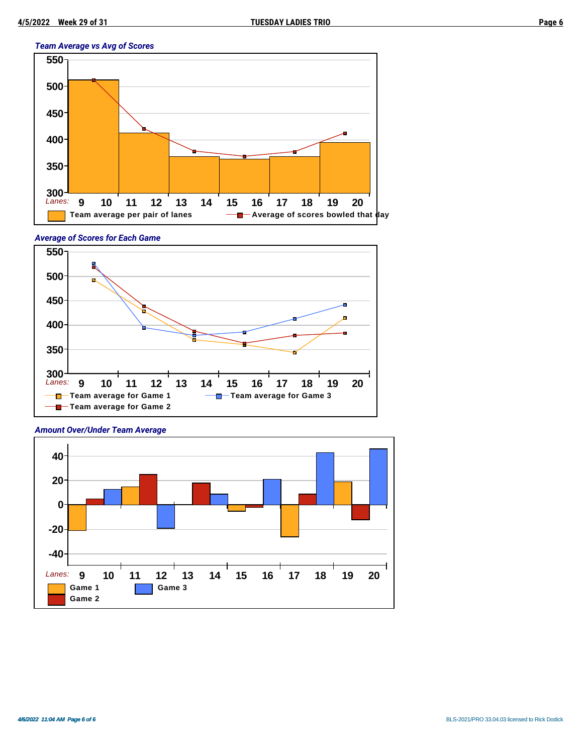### *Team Average vs Avg of Scores*

550
500
450
400
350
300

Lanes: 9 10 11 12 13 14 15 16 17 18 19 20

Team average per pair of lanes

Average of scores bowled that day

### *Average of Scores for Each Game*

550
500
450
400
350
300

Lanes: 9 10 11 12 13 14 15 16 17 18 19 20

Team average for Game 1

Team average for Game 3

Team average for Game 2

### *Amount Over/Under Team Average*

40
20
0
-20
-40

Lanes: 9 10 11 12 13 14 15 16 17 18 19 20

Game 1

Game 3

Game 2